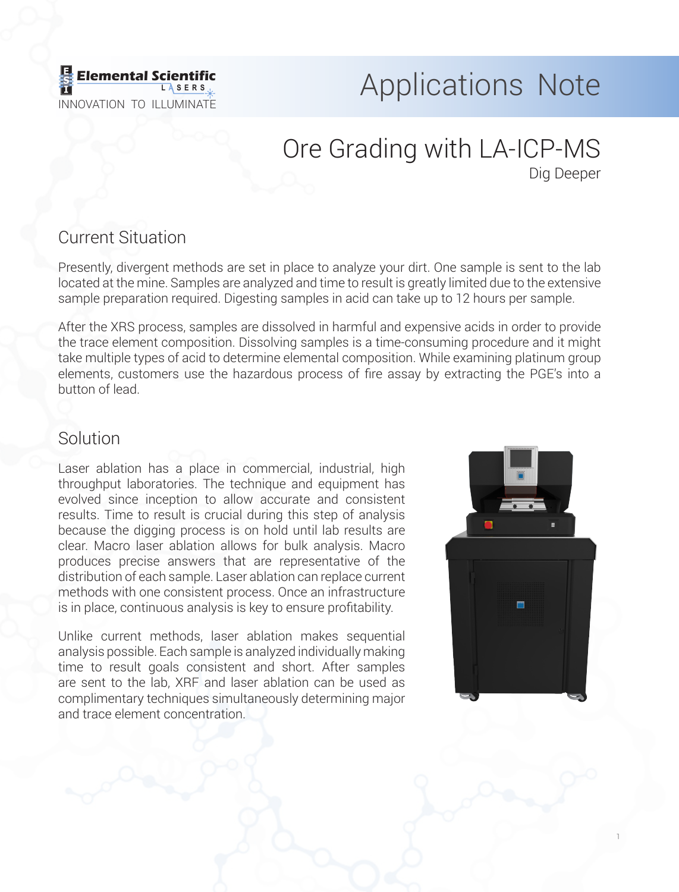Elemental Scientific LASERS

INNOVATION TO ILLUMINATE

# Applications Note

## Ore Grading with LA-ICP-MS

Dig Deeper

## Current Situation

Presently, divergent methods are set in place to analyze your dirt. One sample is sent to the lab located at the mine. Samples are analyzed and time to result is greatly limited due to the extensive sample preparation required. Digesting samples in acid can take up to 12 hours per sample.

After the XRS process, samples are dissolved in harmful and expensive acids in order to provide the trace element composition. Dissolving samples is a time-consuming procedure and it might take multiple types of acid to determine elemental composition. While examining platinum group elements, customers use the hazardous process of fire assay by extracting the PGE's into a button of lead.

## Solution

Laser ablation has a place in commercial, industrial, high throughput laboratories. The technique and equipment has evolved since inception to allow accurate and consistent results. Time to result is crucial during this step of analysis because the digging process is on hold until lab results are clear. Macro laser ablation allows for bulk analysis. Macro produces precise answers that are representative of the distribution of each sample. Laser ablation can replace current methods with one consistent process. Once an infrastructure is in place, continuous analysis is key to ensure profitability.

Unlike current methods, laser ablation makes sequential analysis possible. Each sample is analyzed individually making time to result goals consistent and short. After samples are sent to the lab, XRF and laser ablation can be used as complimentary techniques simultaneously determining major and trace element concentration.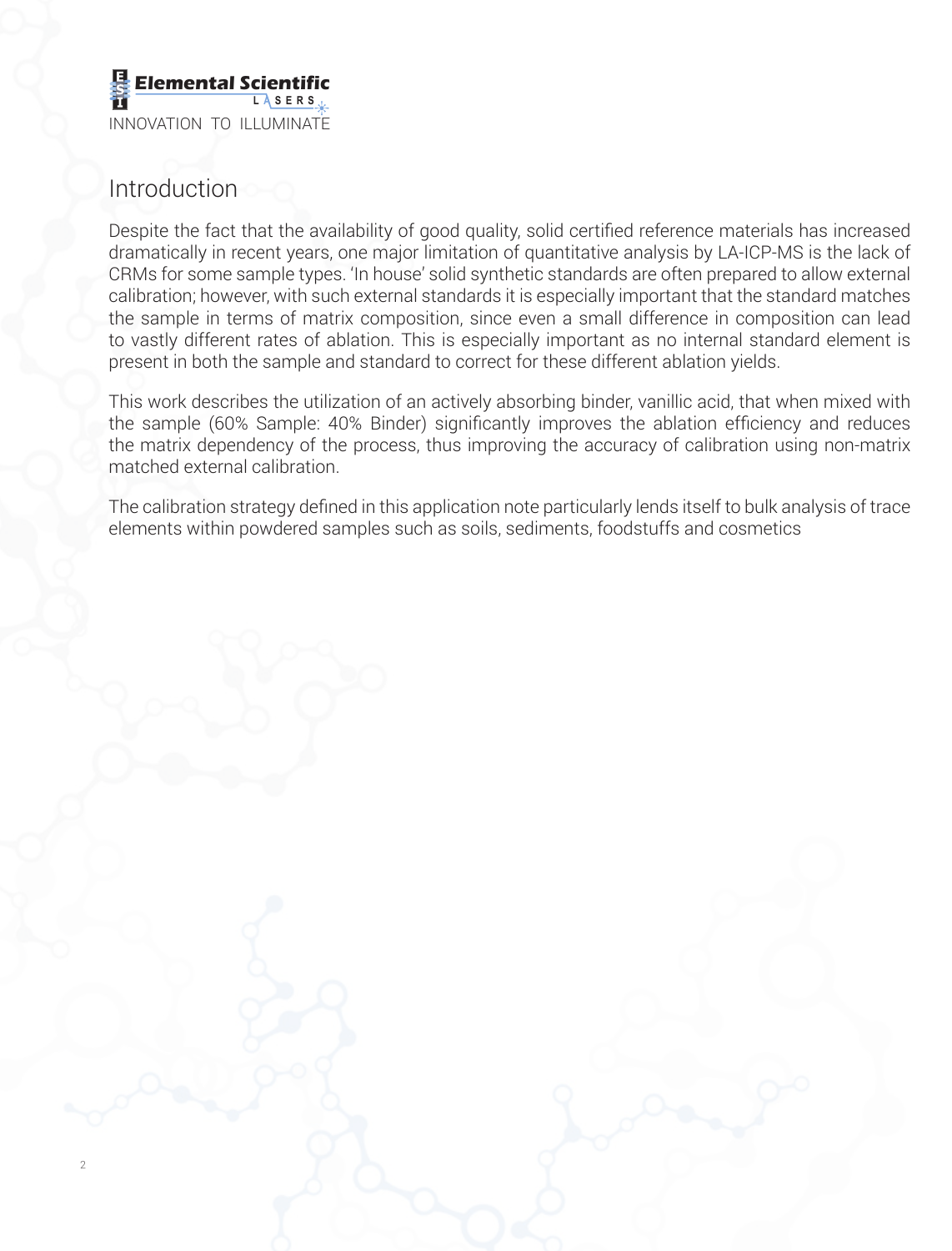## Introduction

Despite the fact that the availability of good quality, solid certified reference materials has increased dramatically in recent years, one major limitation of quantitative analysis by LA-ICP-MS is the lack of CRMs for some sample types. 'In house' solid synthetic standards are often prepared to allow external calibration; however, with such external standards it is especially important that the standard matches the sample in terms of matrix composition, since even a small difference in composition can lead to vastly different rates of ablation. This is especially important as no internal standard element is present in both the sample and standard to correct for these different ablation yields.

This work describes the utilization of an actively absorbing binder, vanillic acid, that when mixed with the sample (60% Sample: 40% Binder) significantly improves the ablation efficiency and reduces the matrix dependency of the process, thus improving the accuracy of calibration using non-matrix matched external calibration.

The calibration strategy defined in this application note particularly lends itself to bulk analysis of trace elements within powdered samples such as soils, sediments, foodstuffs and cosmetics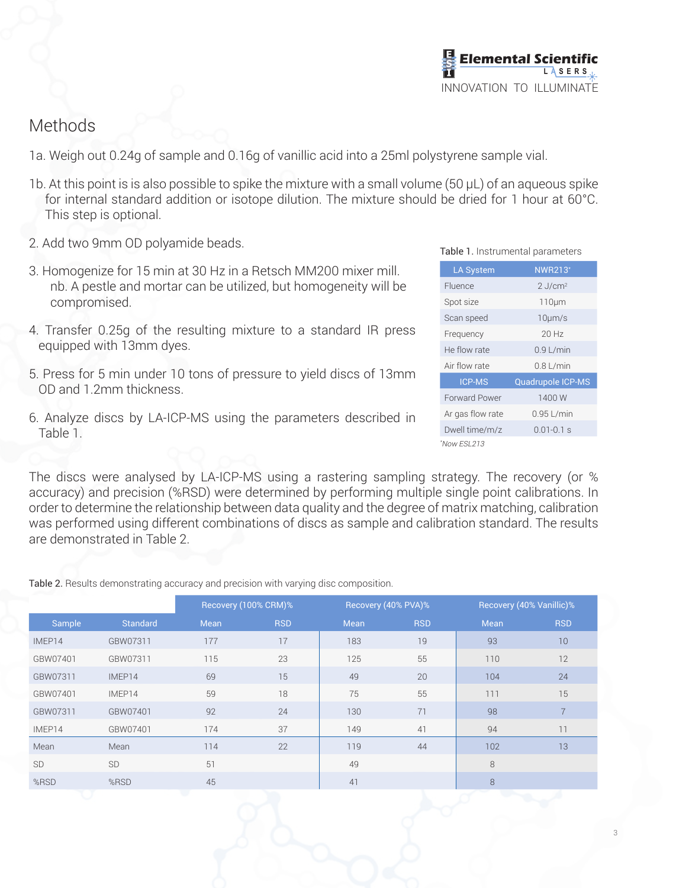## Methods

1a. Weigh out 0.24g of sample and 0.16g of vanillic acid into a 25ml polystyrene sample vial.

1b. At this point is is also possible to spike the mixture with a small volume (50 µL) of an aqueous spike for internal standard addition or isotope dilution. The mixture should be dried for 1 hour at 60°C. This step is optional.

2. Add two 9mm OD polyamide beads.

3. Homogenize for 15 min at 30 Hz in a Retsch MM200 mixer mill.
   nb. A pestle and mortar can be utilized, but homogeneity will be compromised.

4. Transfer 0.25g of the resulting mixture to a standard IR press equipped with 13mm dyes.

5. Press for 5 min under 10 tons of pressure to yield discs of 13mm OD and 1.2mm thickness.

6. Analyze discs by LA-ICP-MS using the parameters described in Table 1.

**Table 1.** Instrumental parameters

| LA System | NWR213* |
|---|---|
| Fluence | 2 J/cm² |
| Spot size | 110µm |
| Scan speed | 10µm/s |
| Frequency | 20 Hz |
| He flow rate | 0.9 L/min |
| Air flow rate | 0.8 L/min |
| **ICP-MS** | **Quadrupole ICP-MS** |
| Forward Power | 1400 W |
| Ar gas flow rate | 0.95 L/min |
| Dwell time/m/z | 0.01-0.1 s |

*\*Now ESL213*

The discs were analysed by LA-ICP-MS using a rastering sampling strategy. The recovery (or % accuracy) and precision (%RSD) were determined by performing multiple single point calibrations. In order to determine the relationship between data quality and the degree of matrix matching, calibration was performed using different combinations of discs as sample and calibration standard. The results are demonstrated in Table 2.

**Table 2.** Results demonstrating accuracy and precision with varying disc composition.

| | | Recovery (100% CRM)% | | Recovery (40% PVA)% | | Recovery (40% Vanillic)% | |
|---|---|---|---|---|---|---|---|
| Sample | Standard | Mean | RSD | Mean | RSD | Mean | RSD |
| IMEP14 | GBW07311 | 177 | 17 | 183 | 19 | 93 | 10 |
| GBW07401 | GBW07311 | 115 | 23 | 125 | 55 | 110 | 12 |
| GBW07311 | IMEP14 | 69 | 15 | 49 | 20 | 104 | 24 |
| GBW07401 | IMEP14 | 59 | 18 | 75 | 55 | 111 | 15 |
| GBW07311 | GBW07401 | 92 | 24 | 130 | 71 | 98 | 7 |
| IMEP14 | GBW07401 | 174 | 37 | 149 | 41 | 94 | 11 |
| Mean | Mean | 114 | 22 | 119 | 44 | 102 | 13 |
| SD | SD | 51 | | 49 | | 8 | |
| %RSD | %RSD | 45 | | 41 | | 8 | |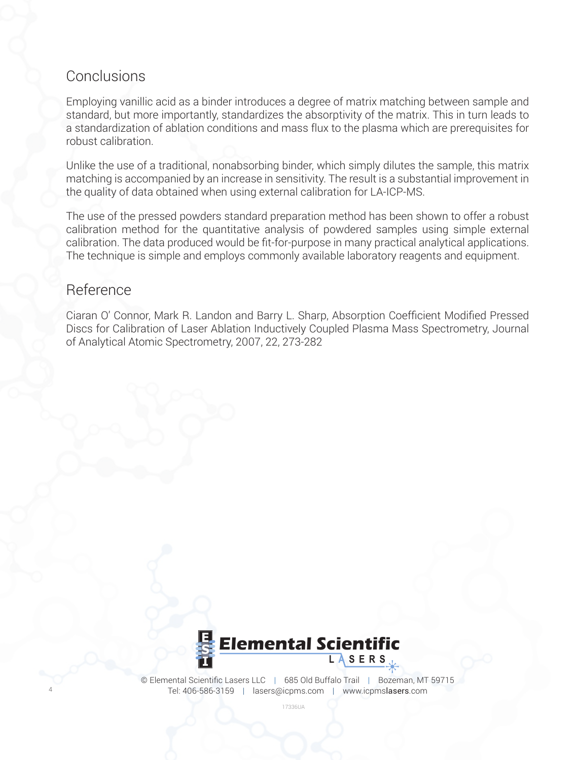## Conclusions

Employing vanillic acid as a binder introduces a degree of matrix matching between sample and standard, but more importantly, standardizes the absorptivity of the matrix. This in turn leads to a standardization of ablation conditions and mass flux to the plasma which are prerequisites for robust calibration.

Unlike the use of a traditional, nonabsorbing binder, which simply dilutes the sample, this matrix matching is accompanied by an increase in sensitivity. The result is a substantial improvement in the quality of data obtained when using external calibration for LA-ICP-MS.

The use of the pressed powders standard preparation method has been shown to offer a robust calibration method for the quantitative analysis of powdered samples using simple external calibration. The data produced would be fit-for-purpose in many practical applications. The technique is simple and employs commonly available laboratory reagents and equipment.

## Reference

Ciaran O' Connor, Mark R. Landon and Barry L. Sharp, Absorption Coefficient Modified Pressed Discs for Calibration of Laser Ablation Inductively Coupled Plasma Mass Spectrometry, Journal of Analytical Atomic Spectrometry, 2007, 22, 273-282

Elemental Scientific LASERS

© Elemental Scientific Lasers LLC | 685 Old Buffalo Trail | Bozeman, MT 59715
Tel: 406-586-3159 | lasers@icpms.com | www.icpmslasers.com

17336UA